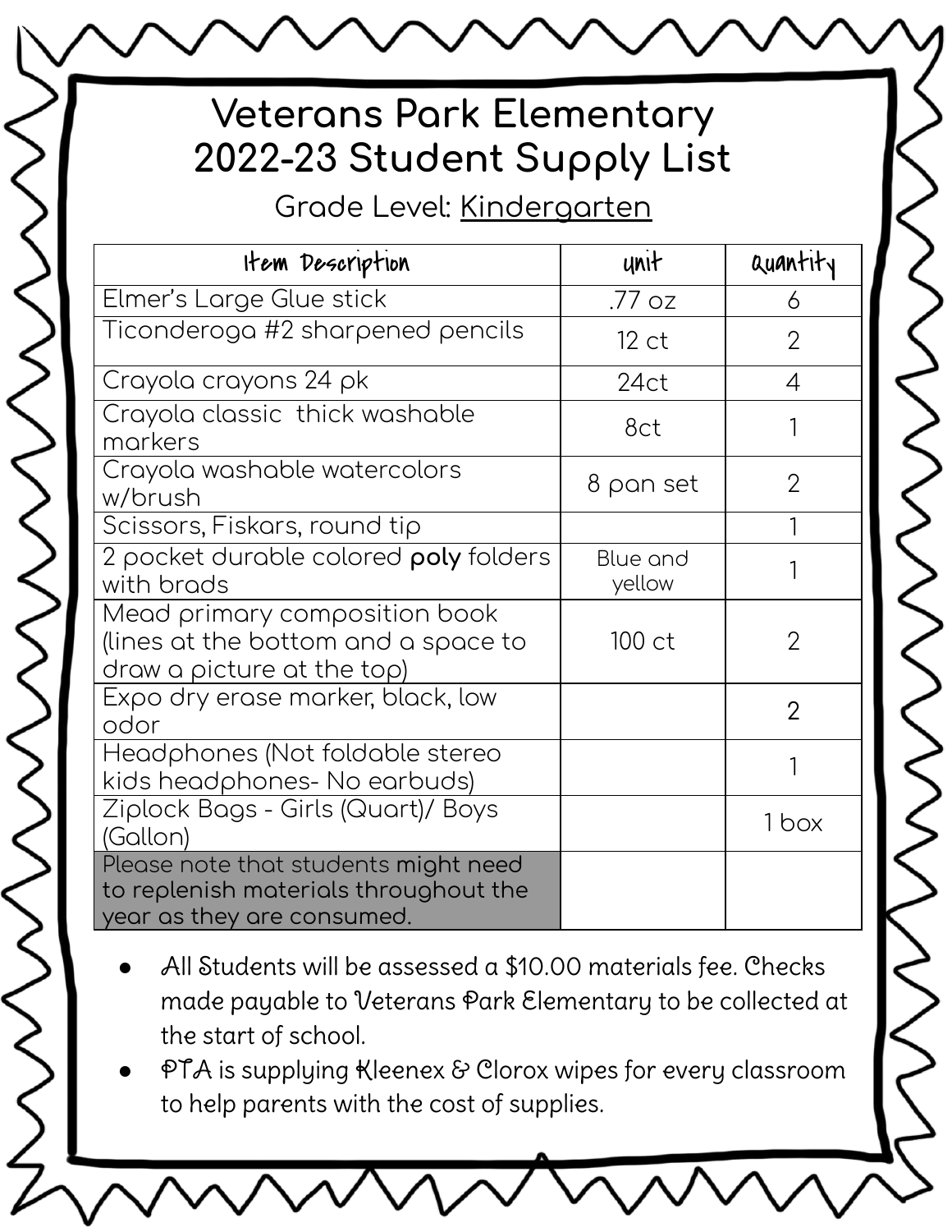# Veterans Park Elementary
# 2022-23 Student Supply List

Grade Level: Kindergarten

| Item Description | unit | Quantity |
|---|---|---|
| Elmer's Large Glue stick | .77 oz | 6 |
| Ticonderoga #2 sharpened pencils | 12 ct | 2 |
| Crayola crayons 24 pk | 24ct | 4 |
| Crayola classic thick washable markers | 8ct | 1 |
| Crayola washable watercolors w/brush | 8 pan set | 2 |
| Scissors, Fiskars, round tip | | 1 |
| 2 pocket durable colored **poly** folders with brads | Blue and yellow | 1 |
| Mead primary composition book (lines at the bottom and a space to draw a picture at the top) | 100 ct | 2 |
| Expo dry erase marker, black, low odor | | 2 |
| Headphones (Not foldable stereo kids headphones- No earbuds) | | 1 |
| Ziplock Bags - Girls (Quart)/ Boys (Gallon) | | 1 box |
| Please note that students might need to replenish materials throughout the year as they are consumed. | | |

- All Students will be assessed a $10.00 materials fee. Checks made payable to Veterans Park Elementary to be collected at the start of school.
- PTA is supplying Kleenex & Clorox wipes for every classroom to help parents with the cost of supplies.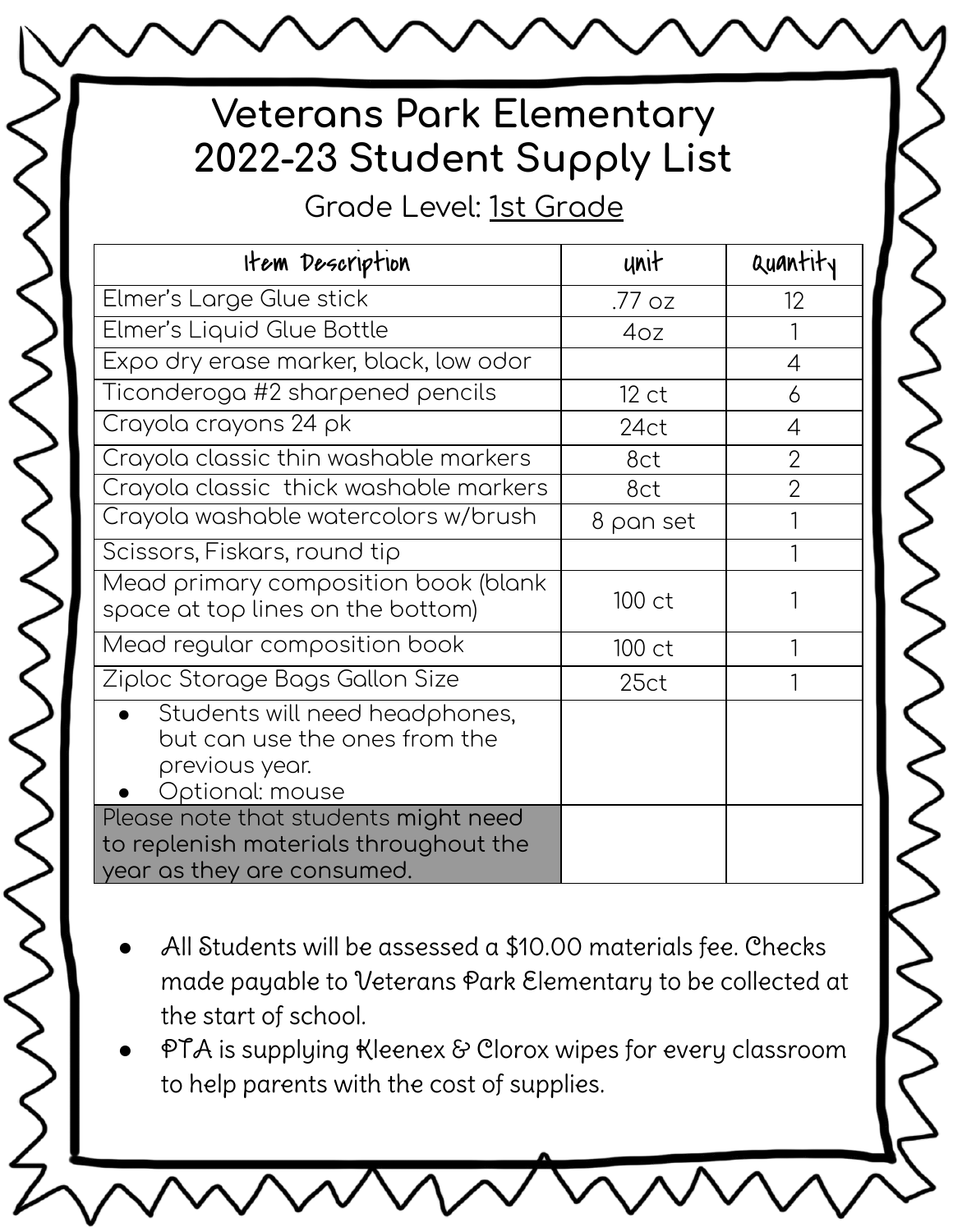# Veterans Park Elementary
# 2022-23 Student Supply List

Grade Level: 1st Grade

| Item Description | unit | Quantity |
|---|---|---|
| Elmer's Large Glue stick | .77 oz | 12 |
| Elmer's Liquid Glue Bottle | 4oz | 1 |
| Expo dry erase marker, black, low odor | | 4 |
| Ticonderoga #2 sharpened pencils | 12 ct | 6 |
| Crayola crayons 24 pk | 24ct | 4 |
| Crayola classic thin washable markers | 8ct | 2 |
| Crayola classic thick washable markers | 8ct | 2 |
| Crayola washable watercolors w/brush | 8 pan set | 1 |
| Scissors, Fiskars, round tip | | 1 |
| Mead primary composition book (blank space at top lines on the bottom) | 100 ct | 1 |
| Mead regular composition book | 100 ct | 1 |
| Ziploc Storage Bags Gallon Size | 25ct | 1 |
| • Students will need headphones, but can use the ones from the previous year. • Optional: mouse | | |
| Please note that students **might need to replenish materials throughout the year as they are consumed.** | | |

- All Students will be assessed a $10.00 materials fee. Checks made payable to Veterans Park Elementary to be collected at the start of school.
- PTA is supplying Kleenex & Clorox wipes for every classroom to help parents with the cost of supplies.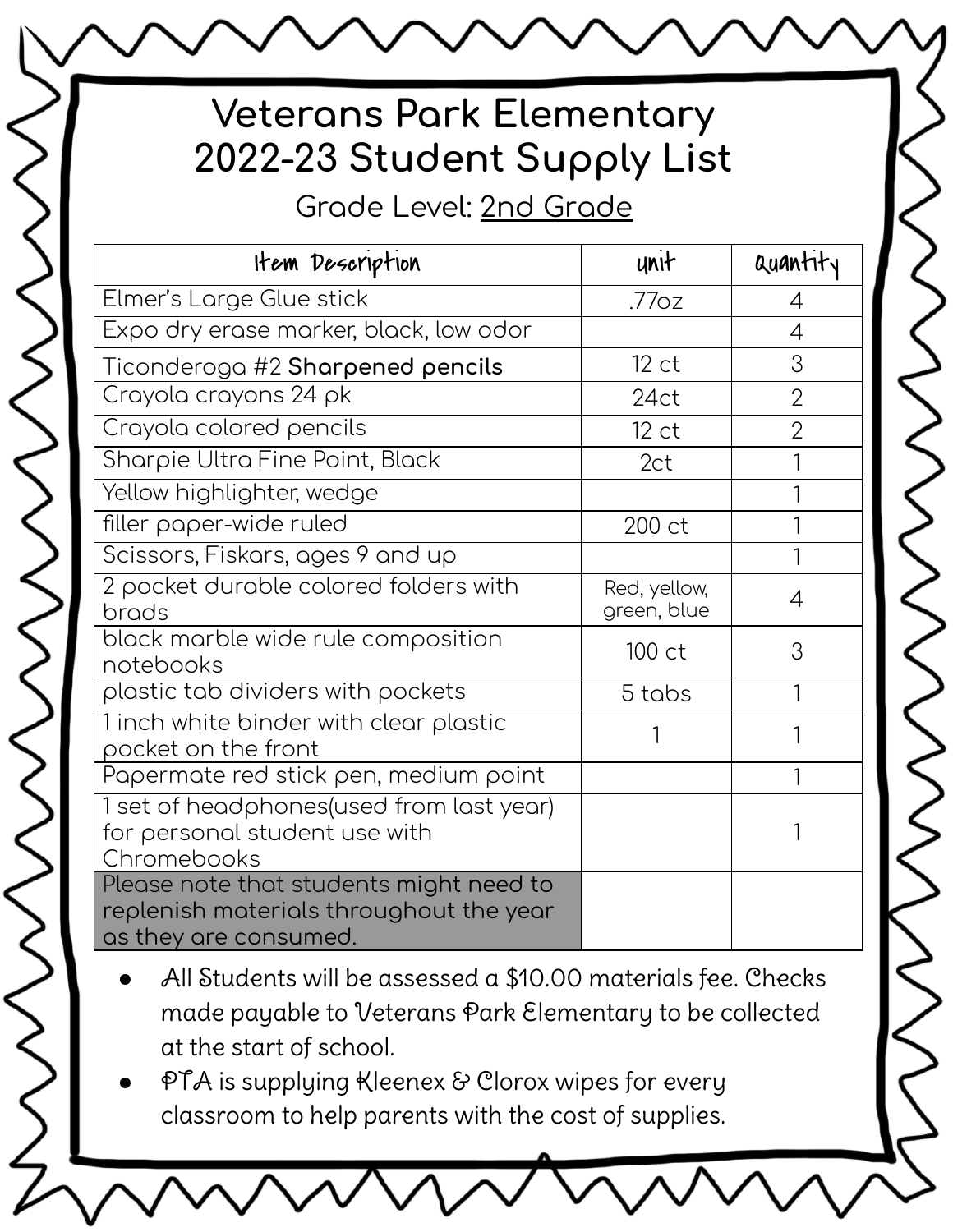# Veterans Park Elementary
# 2022-23 Student Supply List

Grade Level: 2nd Grade

| Item Description | unit | Quantity |
|---|---|---|
| Elmer's Large Glue stick | .77oz | 4 |
| Expo dry erase marker, black, low odor | | 4 |
| Ticonderoga #2 **Sharpened pencils** | 12 ct | 3 |
| Crayola crayons 24 pk | 24ct | 2 |
| Crayola colored pencils | 12 ct | 2 |
| Sharpie Ultra Fine Point, Black | 2ct | 1 |
| Yellow highlighter, wedge | | 1 |
| filler paper-wide ruled | 200 ct | 1 |
| Scissors, Fiskars, ages 9 and up | | 1 |
| 2 pocket durable colored folders with brads | Red, yellow, green, blue | 4 |
| black marble wide rule composition notebooks | 100 ct | 3 |
| plastic tab dividers with pockets | 5 tabs | 1 |
| 1 inch white binder with clear plastic pocket on the front | 1 | 1 |
| Papermate red stick pen, medium point | | 1 |
| 1 set of headphones(used from last year) for personal student use with Chromebooks | | 1 |
| Please note that students might need to replenish materials throughout the year as they are consumed. | | |

- All Students will be assessed a $10.00 materials fee. Checks made payable to Veterans Park Elementary to be collected at the start of school.
- PTA is supplying Kleenex & Clorox wipes for every classroom to help parents with the cost of supplies.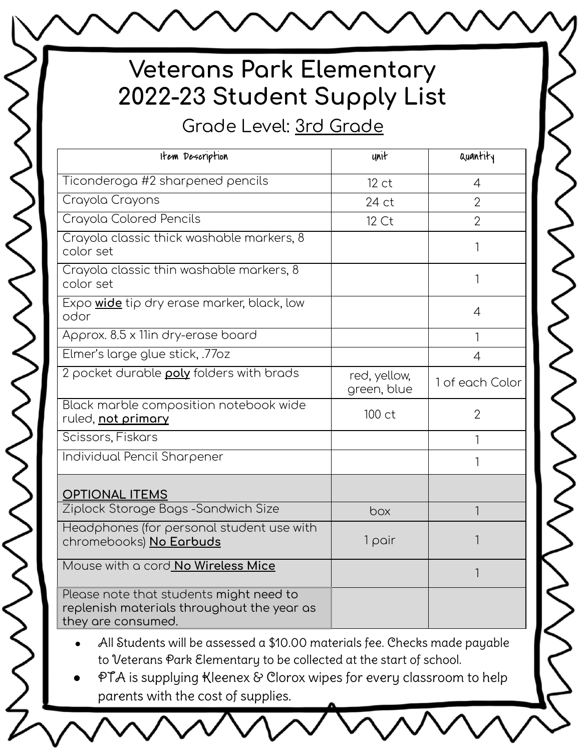# Veterans Park Elementary
# 2022-23 Student Supply List

## Grade Level: 3rd Grade

| Item Description | unit | quantity |
| --- | --- | --- |
| Ticonderoga #2 sharpened pencils | 12 ct | 4 |
| Crayola Crayons | 24 ct | 2 |
| Crayola Colored Pencils | 12 Ct | 2 |
| Crayola classic thick washable markers, 8 color set | | 1 |
| Crayola classic thin washable markers, 8 color set | | 1 |
| Expo **wide** tip dry erase marker, black, low odor | | 4 |
| Approx. 8.5 x 11in dry-erase board | | 1 |
| Elmer's large glue stick, .77oz | | 4 |
| 2 pocket durable **poly** folders with brads | red, yellow, green, blue | 1 of each Color |
| Black marble composition notebook wide ruled, **not primary** | 100 ct | 2 |
| Scissors, Fiskars | | 1 |
| Individual Pencil Sharpener | | 1 |
| **OPTIONAL ITEMS** | | |
| Ziplock Storage Bags -Sandwich Size | box | 1 |
| Headphones (for personal student use with chromebooks) **No Earbuds** | 1 pair | 1 |
| Mouse with a cord **No Wireless Mice** | | 1 |
| Please note that students might need to replenish materials throughout the year as they are consumed. | | |

- All Students will be assessed a $10.00 materials fee. Checks made payable to Veterans Park Elementary to be collected at the start of school.
- PTA is supplying Kleenex & Clorox wipes for every classroom to help parents with the cost of supplies.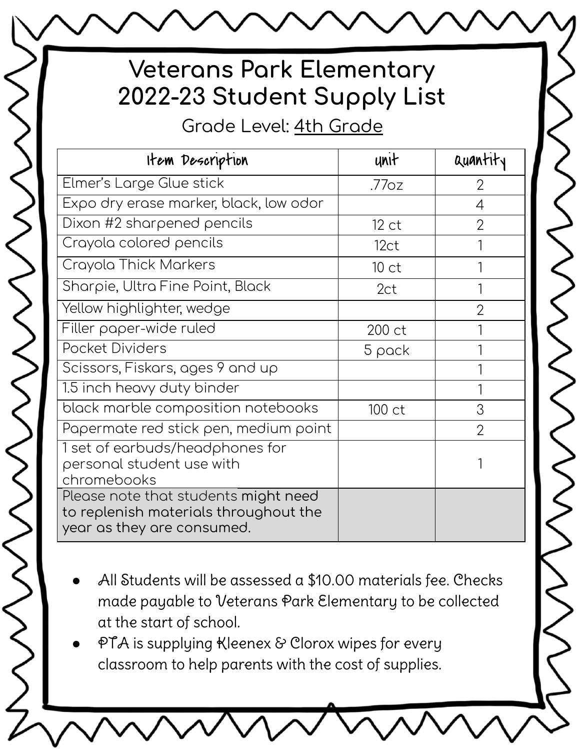# Veterans Park Elementary
# 2022-23 Student Supply List

Grade Level: 4th Grade

| Item Description | unit | quantity |
|---|---|---|
| Elmer's Large Glue stick | .77oz | 2 |
| Expo dry erase marker, black, low odor | | 4 |
| Dixon #2 sharpened pencils | 12 ct | 2 |
| Crayola colored pencils | 12ct | 1 |
| Crayola Thick Markers | 10 ct | 1 |
| Sharpie, Ultra Fine Point, Black | 2ct | 1 |
| Yellow highlighter, wedge | | 2 |
| Filler paper-wide ruled | 200 ct | 1 |
| Pocket Dividers | 5 pack | 1 |
| Scissors, Fiskars, ages 9 and up | | 1 |
| 1.5 inch heavy duty binder | | 1 |
| black marble composition notebooks | 100 ct | 3 |
| Papermate red stick pen, medium point | | 2 |
| 1 set of earbuds/headphones for personal student use with chromebooks | | 1 |
| Please note that students might need to replenish materials throughout the year as they are consumed. | | |

- All Students will be assessed a $10.00 materials fee. Checks made payable to Veterans Park Elementary to be collected at the start of school.
- PTA is supplying Kleenex & Clorox wipes for every classroom to help parents with the cost of supplies.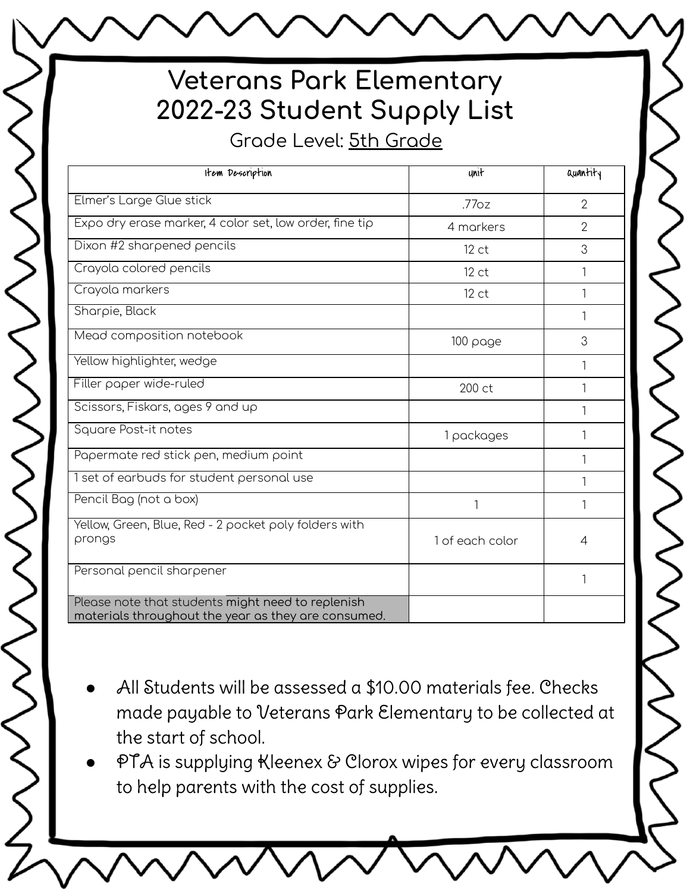# Veterans Park Elementary
# 2022-23 Student Supply List

Grade Level: 5th Grade

| Item Description | unit | Quantity |
|---|---|---|
| Elmer's Large Glue stick | .77oz | 2 |
| Expo dry erase marker, 4 color set, low order, fine tip | 4 markers | 2 |
| Dixon #2 sharpened pencils | 12 ct | 3 |
| Crayola colored pencils | 12 ct | 1 |
| Crayola markers | 12 ct | 1 |
| Sharpie, Black | | 1 |
| Mead composition notebook | 100 page | 3 |
| Yellow highlighter, wedge | | 1 |
| Filler paper wide-ruled | 200 ct | 1 |
| Scissors, Fiskars, ages 9 and up | | 1 |
| Square Post-it notes | 1 packages | 1 |
| Papermate red stick pen, medium point | | 1 |
| 1 set of earbuds for student personal use | | 1 |
| Pencil Bag (not a box) | 1 | 1 |
| Yellow, Green, Blue, Red - 2 pocket poly folders with prongs | 1 of each color | 4 |
| Personal pencil sharpener | | 1 |
| Please note that students might need to replenish materials throughout the year as they are consumed. | | |

- All Students will be assessed a $10.00 materials fee. Checks made payable to Veterans Park Elementary to be collected at the start of school.
- PTA is supplying Kleenex & Clorox wipes for every classroom to help parents with the cost of supplies.